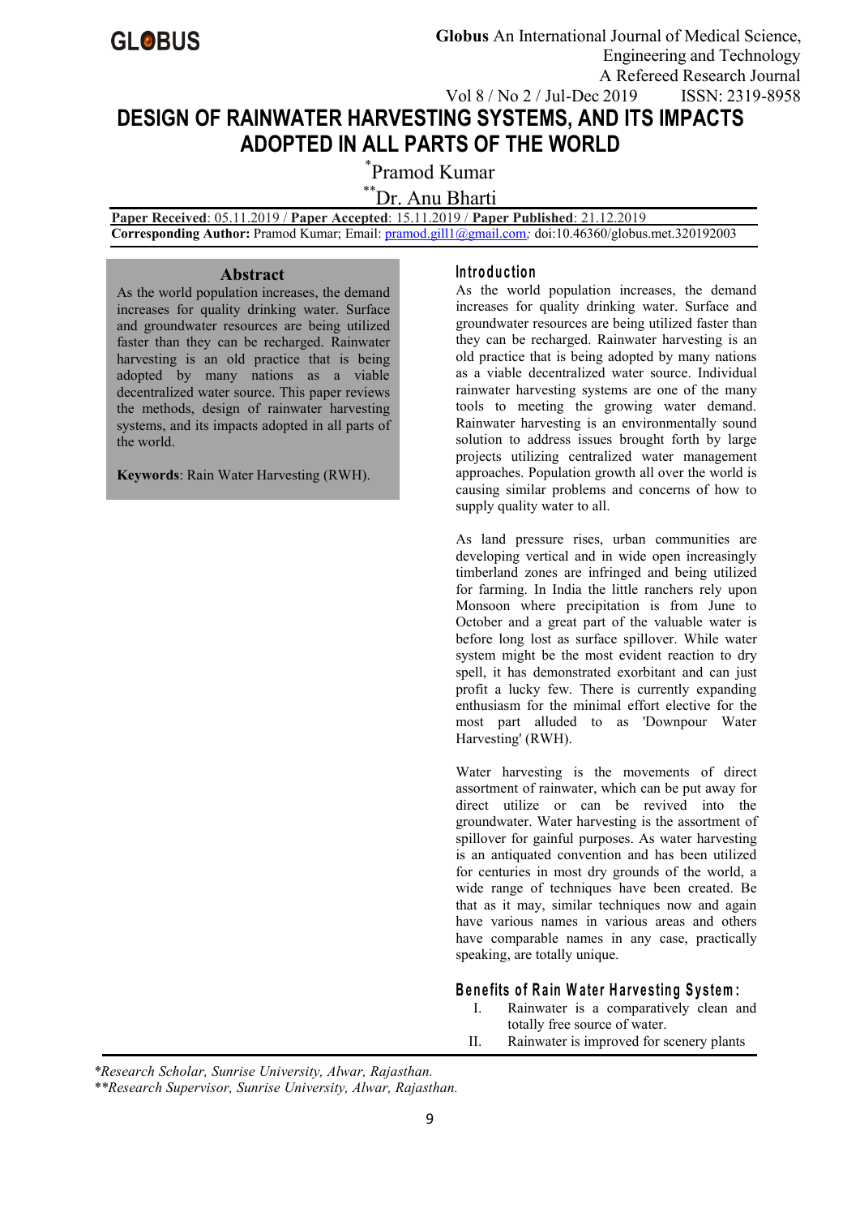# DESIGN OF RAINWATER HARVESTING SYSTEMS, AND ITS IMPACTS ADOPTED IN ALL PARTS OF THE WORLD

*Pramod Kumar

**Dr. Anu Bharti

**Paper Received**: 05.11.2019 / **Paper Accepted**: 15.11.2019 / **Paper Published**: 21.12.2019

**Corresponding Author:** Pramod Kumar; Email: pramod.gill1@gmail.com*;* doi:10.46360/globus.met.320192003

## Abstract

As the world population increases, the demand increases for quality drinking water. Surface and groundwater resources are being utilized faster than they can be recharged. Rainwater harvesting is an old practice that is being adopted by many nations as a viable decentralized water source. This paper reviews the methods, design of rainwater harvesting systems, and its impacts adopted in all parts of the world.

**Keywords**: Rain Water Harvesting (RWH).

## Introduction

As the world population increases, the demand increases for quality drinking water. Surface and groundwater resources are being utilized faster than they can be recharged. Rainwater harvesting is an old practice that is being adopted by many nations as a viable decentralized water source. Individual rainwater harvesting systems are one of the many tools to meeting the growing water demand. Rainwater harvesting is an environmentally sound solution to address issues brought forth by large projects utilizing centralized water management approaches. Population growth all over the world is causing similar problems and concerns of how to supply quality water to all.

As land pressure rises, urban communities are developing vertical and in wide open increasingly timberland zones are infringed and being utilized for farming. In India the little ranchers rely upon Monsoon where precipitation is from June to October and a great part of the valuable water is before long lost as surface spillover. While water system might be the most evident reaction to dry spell, it has demonstrated exorbitant and can just profit a lucky few. There is currently expanding enthusiasm for the minimal effort elective for the most part alluded to as 'Downpour Water Harvesting' (RWH).

Water harvesting is the movements of direct assortment of rainwater, which can be put away for direct utilize or can be revived into the groundwater. Water harvesting is the assortment of spillover for gainful purposes. As water harvesting is an antiquated convention and has been utilized for centuries in most dry grounds of the world, a wide range of techniques have been created. Be that as it may, similar techniques now and again have various names in various areas and others have comparable names in any case, practically speaking, are totally unique.

## Benefits of Rain Water Harvesting System:

I. Rainwater is a comparatively clean and totally free source of water.

II. Rainwater is improved for scenery plants

*Research Scholar, Sunrise University, Alwar, Rajasthan.

**Research Supervisor, Sunrise University, Alwar, Rajasthan.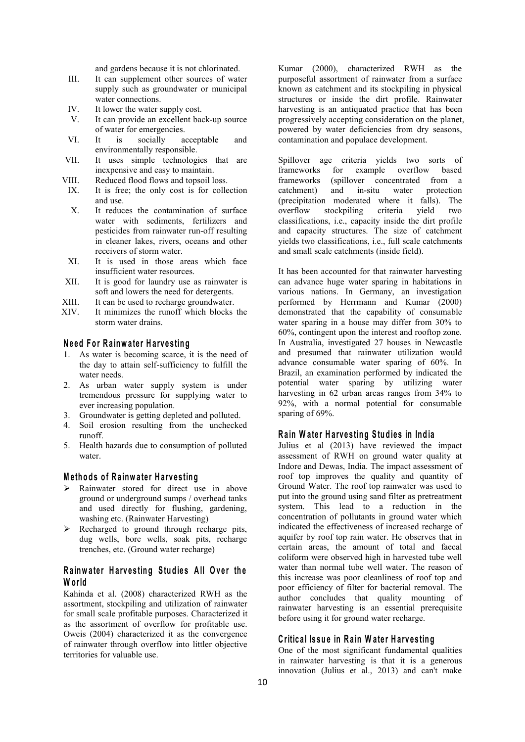and gardens because it is not chlorinated.

III. It can supplement other sources of water supply such as groundwater or municipal water connections.
IV. It lower the water supply cost.
V. It can provide an excellent back-up source of water for emergencies.
VI. It is socially acceptable and environmentally responsible.
VII. It uses simple technologies that are inexpensive and easy to maintain.
VIII. Reduced flood flows and topsoil loss.
IX. It is free; the only cost is for collection and use.
X. It reduces the contamination of surface water with sediments, fertilizers and pesticides from rainwater run-off resulting in cleaner lakes, rivers, oceans and other receivers of storm water.
XI. It is used in those areas which face insufficient water resources.
XII. It is good for laundry use as rainwater is soft and lowers the need for detergents.
XIII. It can be used to recharge groundwater.
XIV. It minimizes the runoff which blocks the storm water drains.

## Need For Rainwater Harvesting

1. As water is becoming scarce, it is the need of the day to attain self-sufficiency to fulfill the water needs.
2. As urban water supply system is under tremendous pressure for supplying water to ever increasing population.
3. Groundwater is getting depleted and polluted.
4. Soil erosion resulting from the unchecked runoff.
5. Health hazards due to consumption of polluted water.

## Methods of Rainwater Harvesting

- Rainwater stored for direct use in above ground or underground sumps / overhead tanks and used directly for flushing, gardening, washing etc. (Rainwater Harvesting)
- Recharged to ground through recharge pits, dug wells, bore wells, soak pits, recharge trenches, etc. (Ground water recharge)

## Rainwater Harvesting Studies All Over the World

Kahinda et al. (2008) characterized RWH as the assortment, stockpiling and utilization of rainwater for small scale profitable purposes. Characterized it as the assortment of overflow for profitable use. Oweis (2004) characterized it as the convergence of rainwater through overflow into littler objective territories for valuable use.

Kumar (2000), characterized RWH as the purposeful assortment of rainwater from a surface known as catchment and its stockpiling in physical structures or inside the dirt profile. Rainwater harvesting is an antiquated practice that has been progressively accepting consideration on the planet, powered by water deficiencies from dry seasons, contamination and populace development.

Spillover age criteria yields two sorts of frameworks for example overflow based frameworks (spillover concentrated from a catchment) and in-situ water protection (precipitation moderated where it falls). The overflow stockpiling criteria yield two classifications, i.e., capacity inside the dirt profile and capacity structures. The size of catchment yields two classifications, i.e., full scale catchments and small scale catchments (inside field).

It has been accounted for that rainwater harvesting can advance huge water sparing in habitations in various nations. In Germany, an investigation performed by Herrmann and Kumar (2000) demonstrated that the capability of consumable water sparing in a house may differ from 30% to 60%, contingent upon the interest and rooftop zone. In Australia, investigated 27 houses in Newcastle and presumed that rainwater utilization would advance consumable water sparing of 60%. In Brazil, an examination performed by indicated the potential water sparing by utilizing water harvesting in 62 urban areas ranges from 34% to 92%, with a normal potential for consumable sparing of 69%.

## Rain Water Harvesting Studies in India

Julius et al (2013) have reviewed the impact assessment of RWH on ground water quality at Indore and Dewas, India. The impact assessment of roof top improves the quality and quantity of Ground Water. The roof top rainwater was used to put into the ground using sand filter as pretreatment system. This lead to a reduction in the concentration of pollutants in ground water which indicated the effectiveness of increased recharge of aquifer by roof top rain water. He observes that in certain areas, the amount of total and faecal coliform were observed high in harvested tube well water than normal tube well water. The reason of this increase was poor cleanliness of roof top and poor efficiency of filter for bacterial removal. The author concludes that quality mounting of rainwater harvesting is an essential prerequisite before using it for ground water recharge.

## Critical Issue in Rain Water Harvesting

One of the most significant fundamental qualities in rainwater harvesting is that it is a generous innovation (Julius et al., 2013) and can't make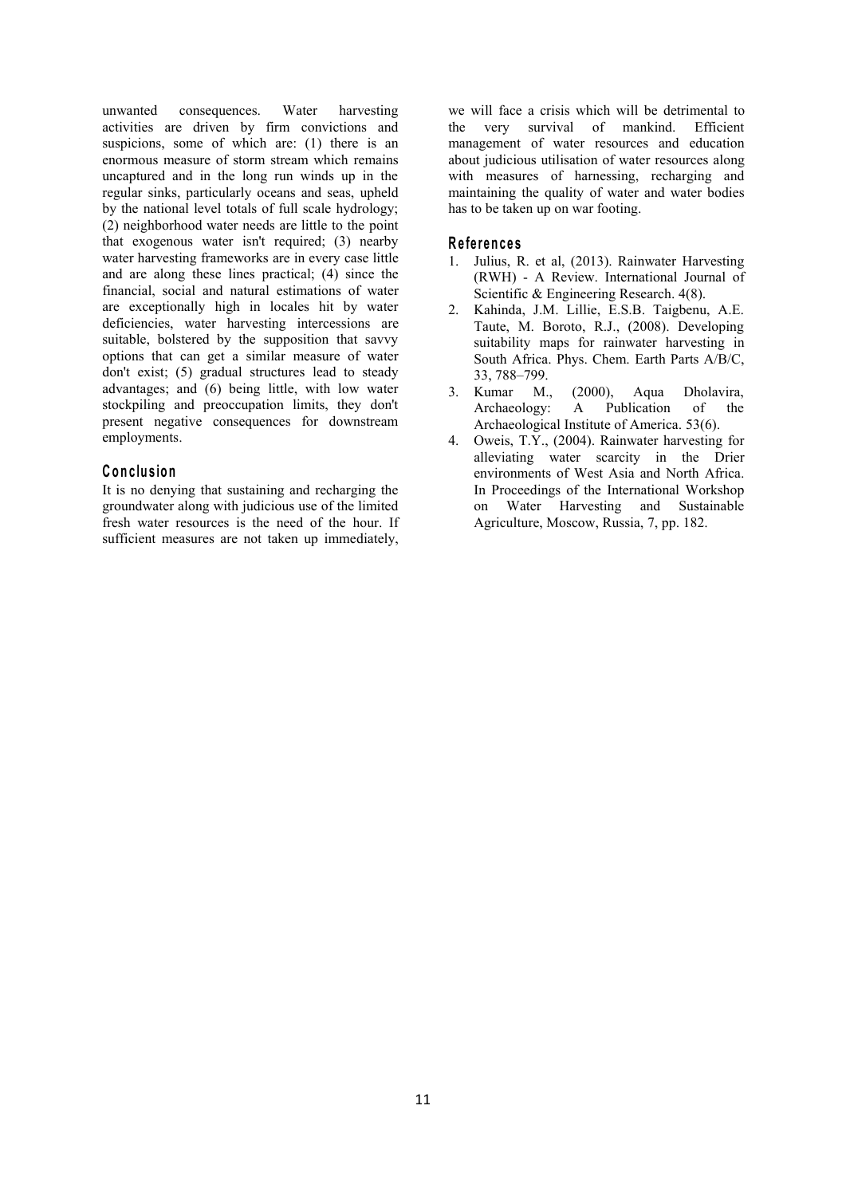unwanted consequences. Water harvesting activities are driven by firm convictions and suspicions, some of which are: (1) there is an enormous measure of storm stream which remains uncaptured and in the long run winds up in the regular sinks, particularly oceans and seas, upheld by the national level totals of full scale hydrology; (2) neighborhood water needs are little to the point that exogenous water isn't required; (3) nearby water harvesting frameworks are in every case little and are along these lines practical; (4) since the financial, social and natural estimations of water are exceptionally high in locales hit by water deficiencies, water harvesting intercessions are suitable, bolstered by the supposition that savvy options that can get a similar measure of water don't exist; (5) gradual structures lead to steady advantages; and (6) being little, with low water stockpiling and preoccupation limits, they don't present negative consequences for downstream employments.

## Conclusion

It is no denying that sustaining and recharging the groundwater along with judicious use of the limited fresh water resources is the need of the hour. If sufficient measures are not taken up immediately, we will face a crisis which will be detrimental to the very survival of mankind. Efficient management of water resources and education about judicious utilisation of water resources along with measures of harnessing, recharging and maintaining the quality of water and water bodies has to be taken up on war footing.

## References

1. Julius, R. et al, (2013). Rainwater Harvesting (RWH) - A Review. International Journal of Scientific & Engineering Research. 4(8).
2. Kahinda, J.M. Lillie, E.S.B. Taigbenu, A.E. Taute, M. Boroto, R.J., (2008). Developing suitability maps for rainwater harvesting in South Africa. Phys. Chem. Earth Parts A/B/C, 33, 788–799.
3. Kumar M., (2000), Aqua Dholavira, Archaeology: A Publication of the Archaeological Institute of America. 53(6).
4. Oweis, T.Y., (2004). Rainwater harvesting for alleviating water scarcity in the Drier environments of West Asia and North Africa. In Proceedings of the International Workshop on Water Harvesting and Sustainable Agriculture, Moscow, Russia, 7, pp. 182.